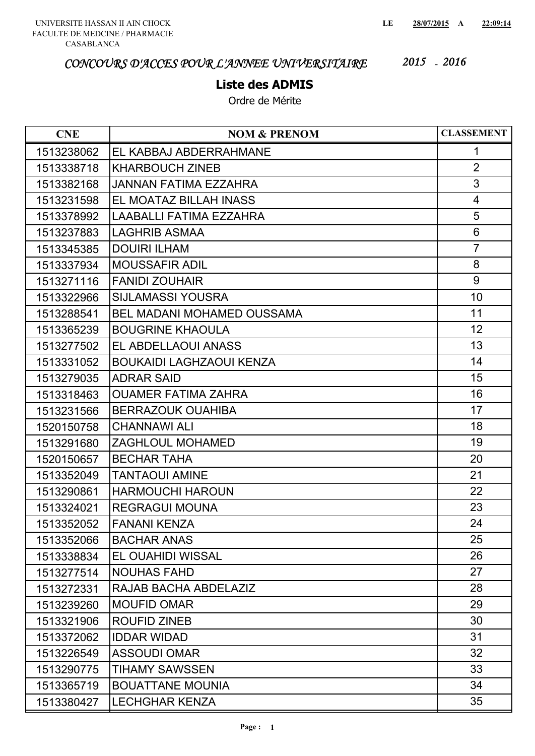UNIVERSITE HASSAN II AIN CHOCK
FACULTE DE MEDCINE / PHARMACIE
CASABLANCA

LE **28/07/2015** A **22:09:14**

# *CONCOURS D'ACCES POUR L'ANNEE UNIVERSITAIRE 2015 - 2016*

## Liste des ADMIS

Ordre de Mérite

| CNE | NOM & PRENOM | CLASSEMENT |
|---|---|---|
| 1513238062 | EL KABBAJ ABDERRAHMANE | 1 |
| 1513338718 | KHARBOUCH ZINEB | 2 |
| 1513382168 | JANNAN FATIMA EZZAHRA | 3 |
| 1513231598 | EL MOATAZ BILLAH INASS | 4 |
| 1513378992 | LAABALLI FATIMA EZZAHRA | 5 |
| 1513237883 | LAGHRIB ASMAA | 6 |
| 1513345385 | DOUIRI ILHAM | 7 |
| 1513337934 | MOUSSAFIR ADIL | 8 |
| 1513271116 | FANIDI ZOUHAIR | 9 |
| 1513322966 | SIJLAMASSI YOUSRA | 10 |
| 1513288541 | BEL MADANI MOHAMED OUSSAMA | 11 |
| 1513365239 | BOUGRINE KHAOULA | 12 |
| 1513277502 | EL ABDELLAOUI ANASS | 13 |
| 1513331052 | BOUKAIDI LAGHZAOUI KENZA | 14 |
| 1513279035 | ADRAR SAID | 15 |
| 1513318463 | OUAMER FATIMA ZAHRA | 16 |
| 1513231566 | BERRAZOUK OUAHIBA | 17 |
| 1520150758 | CHANNAWI ALI | 18 |
| 1513291680 | ZAGHLOUL MOHAMED | 19 |
| 1520150657 | BECHAR TAHA | 20 |
| 1513352049 | TANTAOUI AMINE | 21 |
| 1513290861 | HARMOUCHI HAROUN | 22 |
| 1513324021 | REGRAGUI MOUNA | 23 |
| 1513352052 | FANANI KENZA | 24 |
| 1513352066 | BACHAR ANAS | 25 |
| 1513338834 | EL OUAHIDI WISSAL | 26 |
| 1513277514 | NOUHAS FAHD | 27 |
| 1513272331 | RAJAB BACHA ABDELAZIZ | 28 |
| 1513239260 | MOUFID OMAR | 29 |
| 1513321906 | ROUFID ZINEB | 30 |
| 1513372062 | IDDAR WIDAD | 31 |
| 1513226549 | ASSOUDI OMAR | 32 |
| 1513290775 | TIHAMY SAWSSEN | 33 |
| 1513365719 | BOUATTANE MOUNIA | 34 |
| 1513380427 | LECHGHAR KENZA | 35 |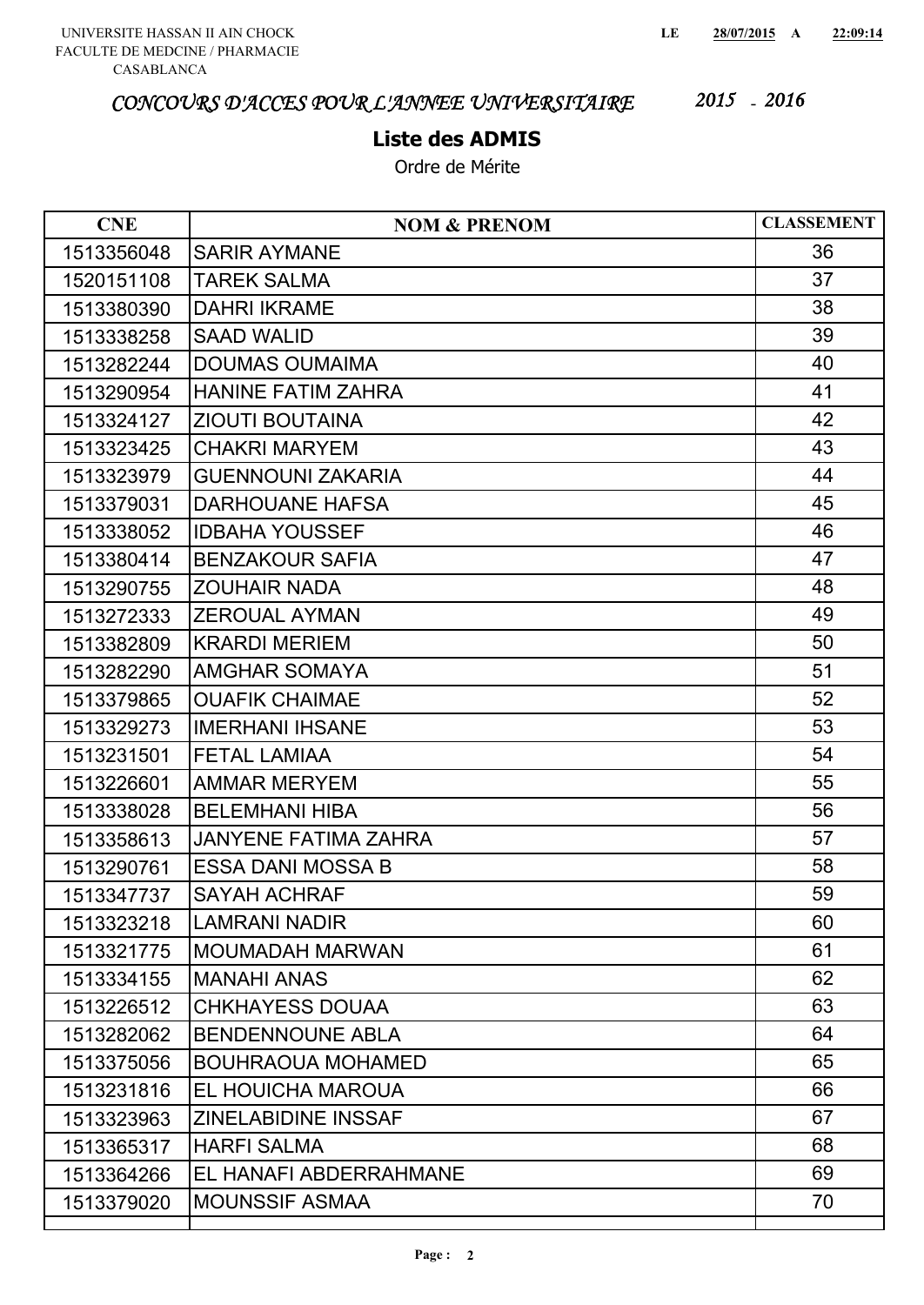UNIVERSITE HASSAN II AIN CHOCK
FACULTE DE MEDCINE / PHARMACIE
CASABLANCA

LE 28/07/2015 A 22:09:14

*CONCOURS D'ACCES POUR L'ANNEE UNIVERSITAIRE 2015 - 2016*

## Liste des ADMIS

Ordre de Mérite

| CNE | NOM & PRENOM | CLASSEMENT |
|---|---|---|
| 1513356048 | SARIR AYMANE | 36 |
| 1520151108 | TAREK SALMA | 37 |
| 1513380390 | DAHRI IKRAME | 38 |
| 1513338258 | SAAD WALID | 39 |
| 1513282244 | DOUMAS OUMAIMA | 40 |
| 1513290954 | HANINE FATIM ZAHRA | 41 |
| 1513324127 | ZIOUTI BOUTAINA | 42 |
| 1513323425 | CHAKRI MARYEM | 43 |
| 1513323979 | GUENNOUNI ZAKARIA | 44 |
| 1513379031 | DARHOUANE HAFSA | 45 |
| 1513338052 | IDBAHA YOUSSEF | 46 |
| 1513380414 | BENZAKOUR SAFIA | 47 |
| 1513290755 | ZOUHAIR NADA | 48 |
| 1513272333 | ZEROUAL AYMAN | 49 |
| 1513382809 | KRARDI MERIEM | 50 |
| 1513282290 | AMGHAR SOMAYA | 51 |
| 1513379865 | OUAFIK CHAIMAE | 52 |
| 1513329273 | IMERHANI IHSANE | 53 |
| 1513231501 | FETAL LAMIAA | 54 |
| 1513226601 | AMMAR MERYEM | 55 |
| 1513338028 | BELEMHANI HIBA | 56 |
| 1513358613 | JANYENE FATIMA ZAHRA | 57 |
| 1513290761 | ESSA DANI MOSSA B | 58 |
| 1513347737 | SAYAH ACHRAF | 59 |
| 1513323218 | LAMRANI NADIR | 60 |
| 1513321775 | MOUMADAH MARWAN | 61 |
| 1513334155 | MANAHI ANAS | 62 |
| 1513226512 | CHKHAYESS DOUAA | 63 |
| 1513282062 | BENDENNOUNE ABLA | 64 |
| 1513375056 | BOUHRAOUA MOHAMED | 65 |
| 1513231816 | EL HOUICHA MAROUA | 66 |
| 1513323963 | ZINELABIDINE INSSAF | 67 |
| 1513365317 | HARFI SALMA | 68 |
| 1513364266 | EL HANAFI ABDERRAHMANE | 69 |
| 1513379020 | MOUNSSIF ASMAA | 70 |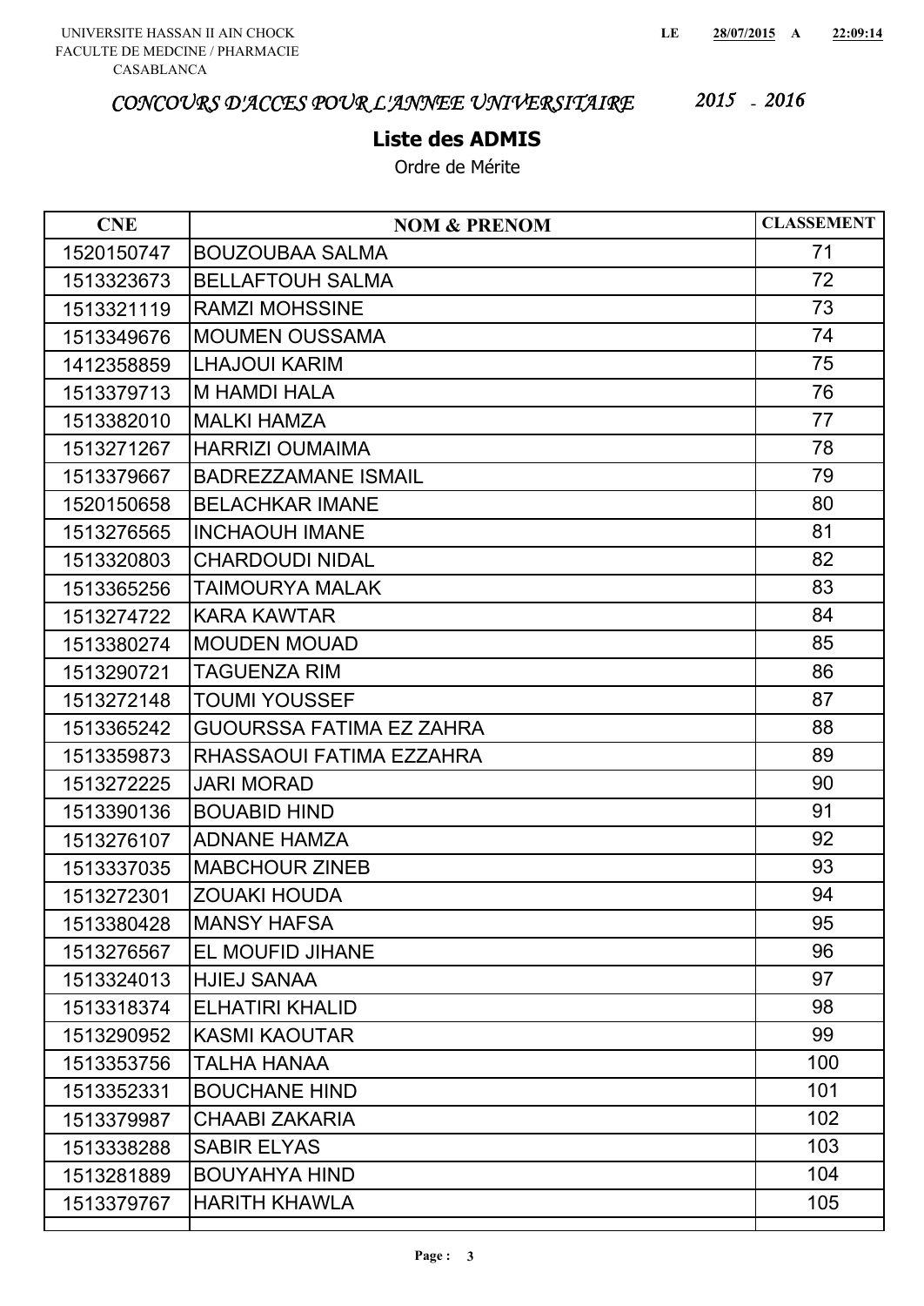UNIVERSITE HASSAN II AIN CHOCK
FACULTE DE MEDCINE / PHARMACIE
CASABLANCA

LE 28/07/2015 A 22:09:14

*CONCOURS D'ACCES POUR L'ANNEE UNIVERSITAIRE 2015 - 2016*

## Liste des ADMIS

Ordre de Mérite

| CNE | NOM & PRENOM | CLASSEMENT |
|---|---|---|
| 1520150747 | BOUZOUBAA SALMA | 71 |
| 1513323673 | BELLAFTOUH SALMA | 72 |
| 1513321119 | RAMZI MOHSSINE | 73 |
| 1513349676 | MOUMEN OUSSAMA | 74 |
| 1412358859 | LHAJOUI KARIM | 75 |
| 1513379713 | M HAMDI HALA | 76 |
| 1513382010 | MALKI HAMZA | 77 |
| 1513271267 | HARRIZI OUMAIMA | 78 |
| 1513379667 | BADREZZAMANE ISMAIL | 79 |
| 1520150658 | BELACHKAR IMANE | 80 |
| 1513276565 | INCHAOUH IMANE | 81 |
| 1513320803 | CHARDOUDI NIDAL | 82 |
| 1513365256 | TAIMOURYA MALAK | 83 |
| 1513274722 | KARA KAWTAR | 84 |
| 1513380274 | MOUDEN MOUAD | 85 |
| 1513290721 | TAGUENZA RIM | 86 |
| 1513272148 | TOUMI YOUSSEF | 87 |
| 1513365242 | GUOURSSA FATIMA EZ ZAHRA | 88 |
| 1513359873 | RHASSAOUI FATIMA EZZAHRA | 89 |
| 1513272225 | JARI MORAD | 90 |
| 1513390136 | BOUABID HIND | 91 |
| 1513276107 | ADNANE HAMZA | 92 |
| 1513337035 | MABCHOUR ZINEB | 93 |
| 1513272301 | ZOUAKI HOUDA | 94 |
| 1513380428 | MANSY HAFSA | 95 |
| 1513276567 | EL MOUFID JIHANE | 96 |
| 1513324013 | HJIEJ SANAA | 97 |
| 1513318374 | ELHATIRI KHALID | 98 |
| 1513290952 | KASMI KAOUTAR | 99 |
| 1513353756 | TALHA HANAA | 100 |
| 1513352331 | BOUCHANE HIND | 101 |
| 1513379987 | CHAABI ZAKARIA | 102 |
| 1513338288 | SABIR ELYAS | 103 |
| 1513281889 | BOUYAHYA HIND | 104 |
| 1513379767 | HARITH KHAWLA | 105 |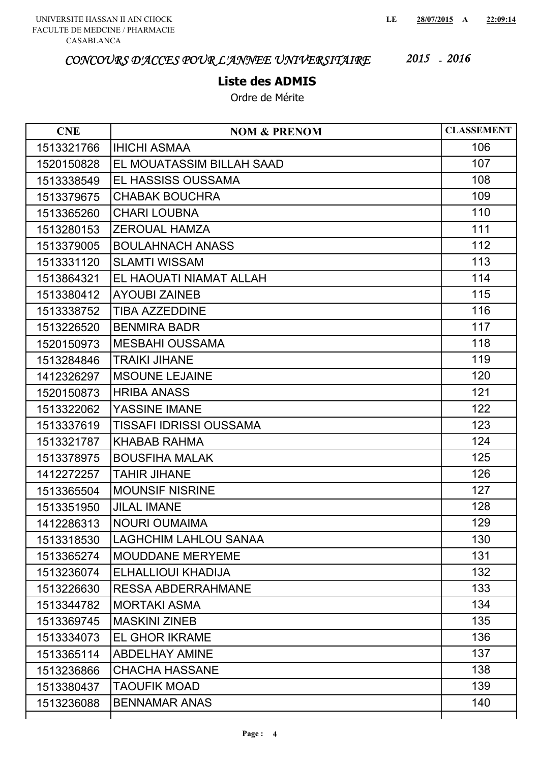UNIVERSITE HASSAN II AIN CHOCK
FACULTE DE MEDCINE / PHARMACIE
CASABLANCA

LE 28/07/2015 A 22:09:14

# *CONCOURS D'ACCES POUR L'ANNEE UNIVERSITAIRE 2015 - 2016*

## Liste des ADMIS

Ordre de Mérite

| CNE | NOM & PRENOM | CLASSEMENT |
|---|---|---|
| 1513321766 | IHICHI ASMAA | 106 |
| 1520150828 | EL MOUATASSIM BILLAH SAAD | 107 |
| 1513338549 | EL HASSISS OUSSAMA | 108 |
| 1513379675 | CHABAK BOUCHRA | 109 |
| 1513365260 | CHARI LOUBNA | 110 |
| 1513280153 | ZEROUAL HAMZA | 111 |
| 1513379005 | BOULAHNACH ANASS | 112 |
| 1513331120 | SLAMTI WISSAM | 113 |
| 1513864321 | EL HAOUATI NIAMAT ALLAH | 114 |
| 1513380412 | AYOUBI ZAINEB | 115 |
| 1513338752 | TIBA AZZEDDINE | 116 |
| 1513226520 | BENMIRA BADR | 117 |
| 1520150973 | MESBAHI OUSSAMA | 118 |
| 1513284846 | TRAIKI JIHANE | 119 |
| 1412326297 | MSOUNE LEJAINE | 120 |
| 1520150873 | HRIBA ANASS | 121 |
| 1513322062 | YASSINE IMANE | 122 |
| 1513337619 | TISSAFI IDRISSI OUSSAMA | 123 |
| 1513321787 | KHABAB RAHMA | 124 |
| 1513378975 | BOUSFIHA MALAK | 125 |
| 1412272257 | TAHIR JIHANE | 126 |
| 1513365504 | MOUNSIF NISRINE | 127 |
| 1513351950 | JILAL IMANE | 128 |
| 1412286313 | NOURI OUMAIMA | 129 |
| 1513318530 | LAGHCHIM LAHLOU SANAA | 130 |
| 1513365274 | MOUDDANE MERYEME | 131 |
| 1513236074 | ELHALLIOUI KHADIJA | 132 |
| 1513226630 | RESSA ABDERRAHMANE | 133 |
| 1513344782 | MORTAKI ASMA | 134 |
| 1513369745 | MASKINI ZINEB | 135 |
| 1513334073 | EL GHOR IKRAME | 136 |
| 1513365114 | ABDELHAY AMINE | 137 |
| 1513236866 | CHACHA HASSANE | 138 |
| 1513380437 | TAOUFIK MOAD | 139 |
| 1513236088 | BENNAMAR ANAS | 140 |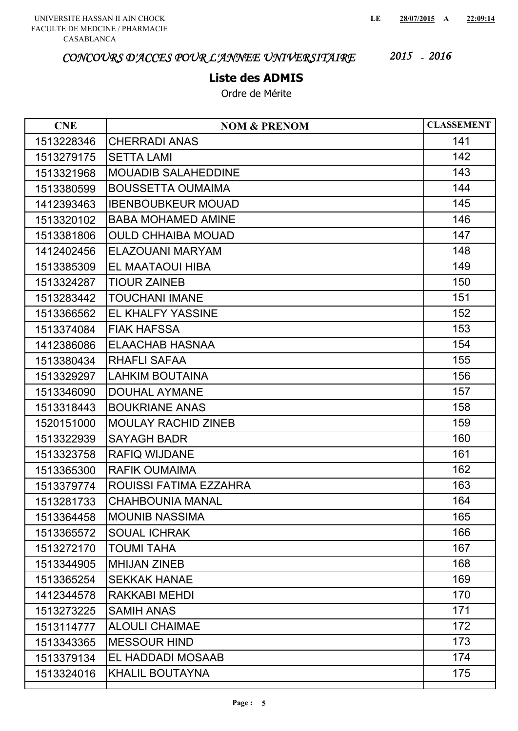UNIVERSITE HASSAN II AIN CHOCK
FACULTE DE MEDCINE / PHARMACIE
CASABLANCA

LE **28/07/2015** A **22:09:14**

*CONCOURS D'ACCES POUR L'ANNEE UNIVERSITAIRE* *2015 - 2016*

## Liste des ADMIS

Ordre de Mérite

| CNE | NOM & PRENOM | CLASSEMENT |
|---|---|---|
| 1513228346 | CHERRADI ANAS | 141 |
| 1513279175 | SETTA LAMI | 142 |
| 1513321968 | MOUADIB SALAHEDDINE | 143 |
| 1513380599 | BOUSSETTA OUMAIMA | 144 |
| 1412393463 | IBENBOUBKEUR MOUAD | 145 |
| 1513320102 | BABA MOHAMED AMINE | 146 |
| 1513381806 | OULD CHHAIBA MOUAD | 147 |
| 1412402456 | ELAZOUANI MARYAM | 148 |
| 1513385309 | EL MAATAOUI HIBA | 149 |
| 1513324287 | TIOUR ZAINEB | 150 |
| 1513283442 | TOUCHANI IMANE | 151 |
| 1513366562 | EL KHALFY YASSINE | 152 |
| 1513374084 | FIAK HAFSSA | 153 |
| 1412386086 | ELAACHAB HASNAA | 154 |
| 1513380434 | RHAFLI SAFAA | 155 |
| 1513329297 | LAHKIM BOUTAINA | 156 |
| 1513346090 | DOUHAL AYMANE | 157 |
| 1513318443 | BOUKRIANE ANAS | 158 |
| 1520151000 | MOULAY RACHID ZINEB | 159 |
| 1513322939 | SAYAGH BADR | 160 |
| 1513323758 | RAFIQ WIJDANE | 161 |
| 1513365300 | RAFIK OUMAIMA | 162 |
| 1513379774 | ROUISSI FATIMA EZZAHRA | 163 |
| 1513281733 | CHAHBOUNIA MANAL | 164 |
| 1513364458 | MOUNIB NASSIMA | 165 |
| 1513365572 | SOUAL ICHRAK | 166 |
| 1513272170 | TOUMI TAHA | 167 |
| 1513344905 | MHIJAN ZINEB | 168 |
| 1513365254 | SEKKAK HANAE | 169 |
| 1412344578 | RAKKABI MEHDI | 170 |
| 1513273225 | SAMIH ANAS | 171 |
| 1513114777 | ALOULI CHAIMAE | 172 |
| 1513343365 | MESSOUR HIND | 173 |
| 1513379134 | EL HADDADI MOSAAB | 174 |
| 1513324016 | KHALIL BOUTAYNA | 175 |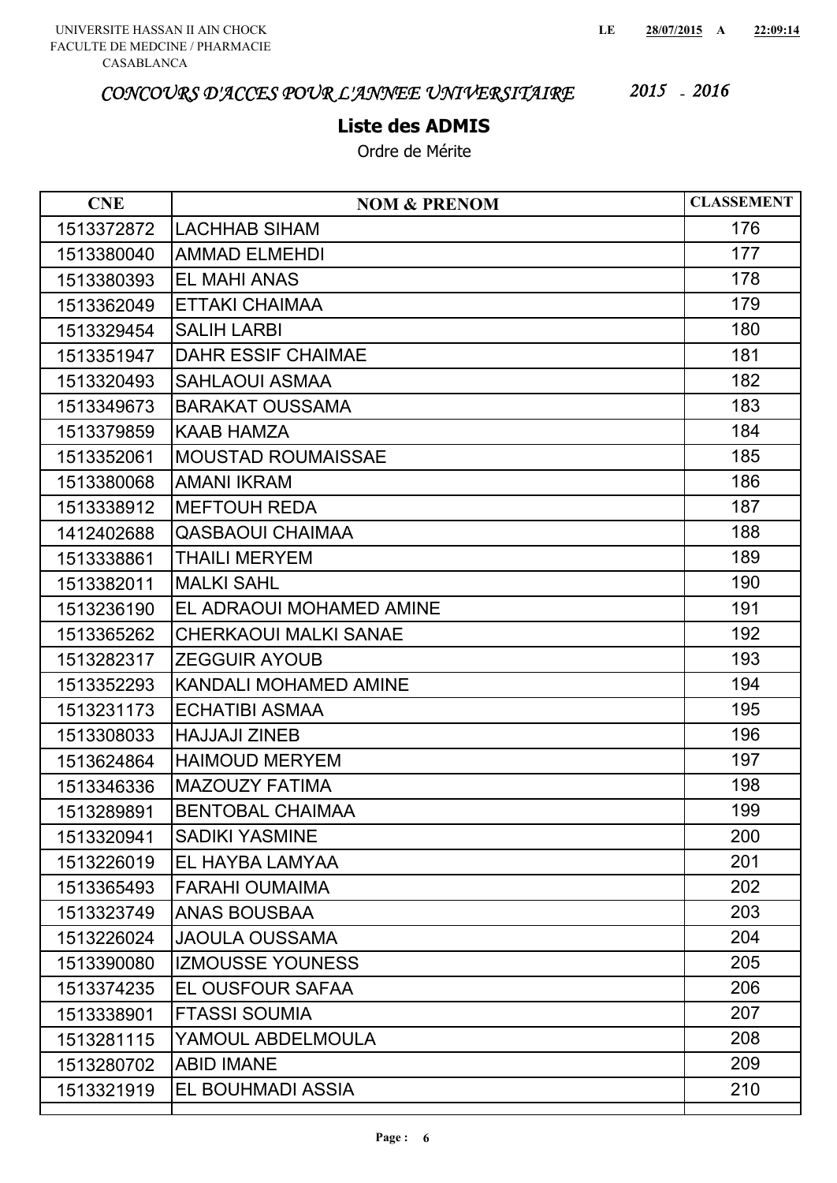UNIVERSITE HASSAN II AIN CHOCK
FACULTE DE MEDCINE / PHARMACIE
CASABLANCA

LE 28/07/2015 A 22:09:14

*CONCOURS D'ACCES POUR L'ANNEE UNIVERSITAIRE 2015 - 2016*

## Liste des ADMIS

Ordre de Mérite

| CNE | NOM & PRENOM | CLASSEMENT |
|---|---|---|
| 1513372872 | LACHHAB SIHAM | 176 |
| 1513380040 | AMMAD ELMEHDI | 177 |
| 1513380393 | EL MAHI ANAS | 178 |
| 1513362049 | ETTAKI CHAIMAA | 179 |
| 1513329454 | SALIH LARBI | 180 |
| 1513351947 | DAHR ESSIF CHAIMAE | 181 |
| 1513320493 | SAHLAOUI ASMAA | 182 |
| 1513349673 | BARAKAT OUSSAMA | 183 |
| 1513379859 | KAAB HAMZA | 184 |
| 1513352061 | MOUSTAD ROUMAISSAE | 185 |
| 1513380068 | AMANI IKRAM | 186 |
| 1513338912 | MEFTOUH REDA | 187 |
| 1412402688 | QASBAOUI CHAIMAA | 188 |
| 1513338861 | THAILI MERYEM | 189 |
| 1513382011 | MALKI SAHL | 190 |
| 1513236190 | EL ADRAOUI MOHAMED AMINE | 191 |
| 1513365262 | CHERKAOUI MALKI SANAE | 192 |
| 1513282317 | ZEGGUIR AYOUB | 193 |
| 1513352293 | KANDALI MOHAMED AMINE | 194 |
| 1513231173 | ECHATIBI ASMAA | 195 |
| 1513308033 | HAJJAJI ZINEB | 196 |
| 1513624864 | HAIMOUD MERYEM | 197 |
| 1513346336 | MAZOUZY FATIMA | 198 |
| 1513289891 | BENTOBAL CHAIMAA | 199 |
| 1513320941 | SADIKI YASMINE | 200 |
| 1513226019 | EL HAYBA LAMYAA | 201 |
| 1513365493 | FARAHI OUMAIMA | 202 |
| 1513323749 | ANAS BOUSBAA | 203 |
| 1513226024 | JAOULA OUSSAMA | 204 |
| 1513390080 | IZMOUSSE YOUNESS | 205 |
| 1513374235 | EL OUSFOUR SAFAA | 206 |
| 1513338901 | FTASSI SOUMIA | 207 |
| 1513281115 | YAMOUL ABDELMOULA | 208 |
| 1513280702 | ABID IMANE | 209 |
| 1513321919 | EL BOUHMADI ASSIA | 210 |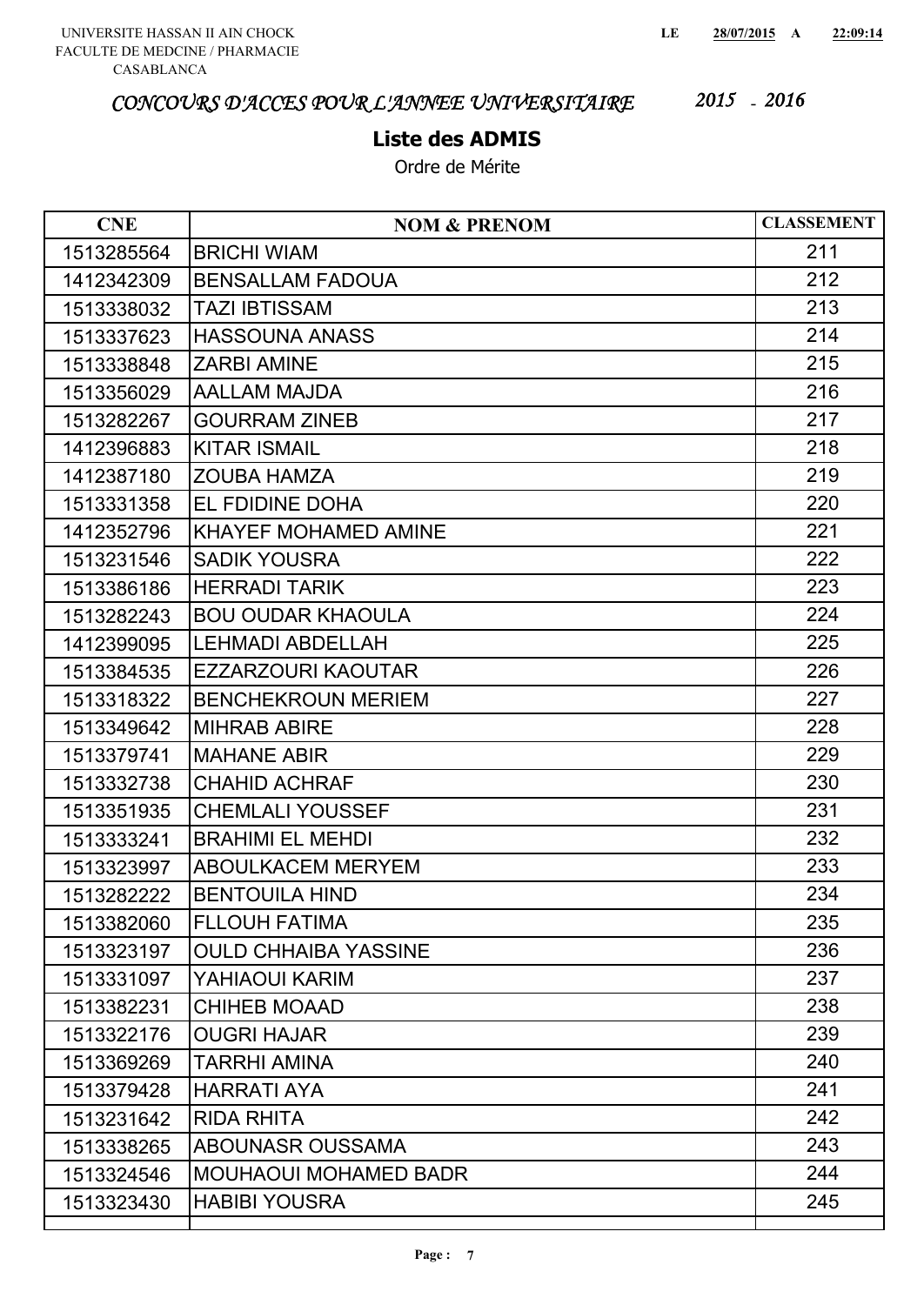UNIVERSITE HASSAN II AIN CHOCK
FACULTE DE MEDCINE / PHARMACIE
CASABLANCA

LE 28/07/2015 A 22:09:14

*CONCOURS D'ACCES POUR L'ANNEE UNIVERSITAIRE 2015 - 2016*

## Liste des ADMIS

Ordre de Mérite

| CNE | NOM & PRENOM | CLASSEMENT |
|---|---|---|
| 1513285564 | BRICHI WIAM | 211 |
| 1412342309 | BENSALLAM FADOUA | 212 |
| 1513338032 | TAZI IBTISSAM | 213 |
| 1513337623 | HASSOUNA ANASS | 214 |
| 1513338848 | ZARBI AMINE | 215 |
| 1513356029 | AALLAM MAJDA | 216 |
| 1513282267 | GOURRAM ZINEB | 217 |
| 1412396883 | KITAR ISMAIL | 218 |
| 1412387180 | ZOUBA HAMZA | 219 |
| 1513331358 | EL FDIDINE DOHA | 220 |
| 1412352796 | KHAYEF MOHAMED AMINE | 221 |
| 1513231546 | SADIK YOUSRA | 222 |
| 1513386186 | HERRADI TARIK | 223 |
| 1513282243 | BOU OUDAR KHAOULA | 224 |
| 1412399095 | LEHMADI ABDELLAH | 225 |
| 1513384535 | EZZARZOURI KAOUTAR | 226 |
| 1513318322 | BENCHEKROUN MERIEM | 227 |
| 1513349642 | MIHRAB ABIRE | 228 |
| 1513379741 | MAHANE ABIR | 229 |
| 1513332738 | CHAHID ACHRAF | 230 |
| 1513351935 | CHEMLALI YOUSSEF | 231 |
| 1513333241 | BRAHIMI EL MEHDI | 232 |
| 1513323997 | ABOULKACEM MERYEM | 233 |
| 1513282222 | BENTOUILA HIND | 234 |
| 1513382060 | FLLOUH FATIMA | 235 |
| 1513323197 | OULD CHHAIBA YASSINE | 236 |
| 1513331097 | YAHIAOUI KARIM | 237 |
| 1513382231 | CHIHEB MOAAD | 238 |
| 1513322176 | OUGRI HAJAR | 239 |
| 1513369269 | TARRHI AMINA | 240 |
| 1513379428 | HARRATI AYA | 241 |
| 1513231642 | RIDA RHITA | 242 |
| 1513338265 | ABOUNASR OUSSAMA | 243 |
| 1513324546 | MOUHAOUI MOHAMED BADR | 244 |
| 1513323430 | HABIBI YOUSRA | 245 |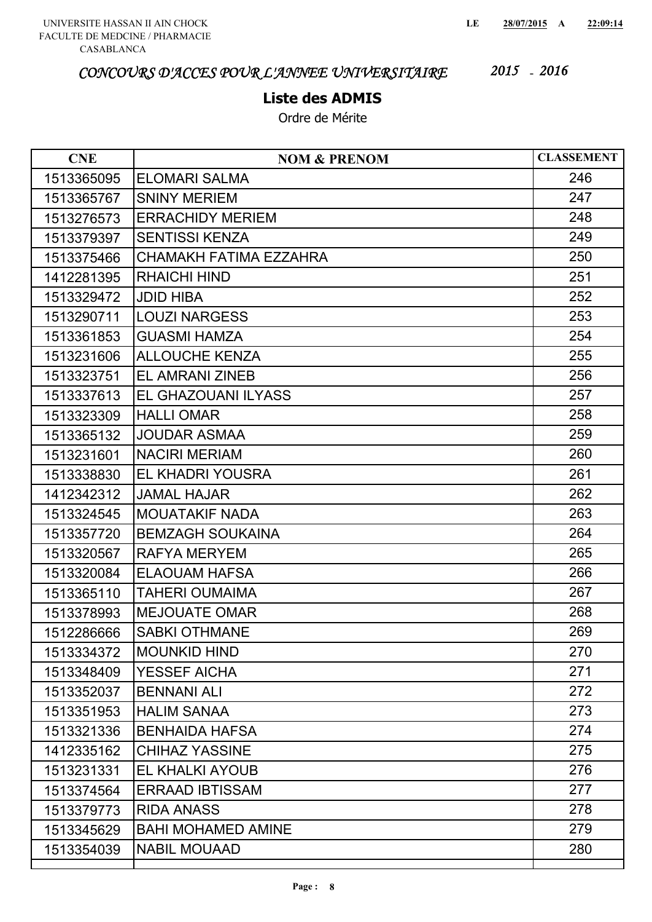UNIVERSITE HASSAN II AIN CHOCK
FACULTE DE MEDCINE / PHARMACIE
CASABLANCA

LE 28/07/2015 A 22:09:14

## *CONCOURS D'ACCES POUR L'ANNEE UNIVERSITAIRE 2015 - 2016*

### Liste des ADMIS

Ordre de Mérite

| CNE | NOM & PRENOM | CLASSEMENT |
|---|---|---|
| 1513365095 | ELOMARI SALMA | 246 |
| 1513365767 | SNINY MERIEM | 247 |
| 1513276573 | ERRACHIDY MERIEM | 248 |
| 1513379397 | SENTISSI KENZA | 249 |
| 1513375466 | CHAMAKH FATIMA EZZAHRA | 250 |
| 1412281395 | RHAICHI HIND | 251 |
| 1513329472 | JDID HIBA | 252 |
| 1513290711 | LOUZI NARGESS | 253 |
| 1513361853 | GUASMI HAMZA | 254 |
| 1513231606 | ALLOUCHE KENZA | 255 |
| 1513323751 | EL AMRANI ZINEB | 256 |
| 1513337613 | EL GHAZOUANI ILYASS | 257 |
| 1513323309 | HALLI OMAR | 258 |
| 1513365132 | JOUDAR ASMAA | 259 |
| 1513231601 | NACIRI MERIAM | 260 |
| 1513338830 | EL KHADRI YOUSRA | 261 |
| 1412342312 | JAMAL HAJAR | 262 |
| 1513324545 | MOUATAKIF NADA | 263 |
| 1513357720 | BEMZAGH SOUKAINA | 264 |
| 1513320567 | RAFYA MERYEM | 265 |
| 1513320084 | ELAOUAM HAFSA | 266 |
| 1513365110 | TAHERI OUMAIMA | 267 |
| 1513378993 | MEJOUATE OMAR | 268 |
| 1512286666 | SABKI OTHMANE | 269 |
| 1513334372 | MOUNKID HIND | 270 |
| 1513348409 | YESSEF AICHA | 271 |
| 1513352037 | BENNANI ALI | 272 |
| 1513351953 | HALIM SANAA | 273 |
| 1513321336 | BENHAIDA HAFSA | 274 |
| 1412335162 | CHIHAZ YASSINE | 275 |
| 1513231331 | EL KHALKI AYOUB | 276 |
| 1513374564 | ERRAAD IBTISSAM | 277 |
| 1513379773 | RIDA ANASS | 278 |
| 1513345629 | BAHI MOHAMED AMINE | 279 |
| 1513354039 | NABIL MOUAAD | 280 |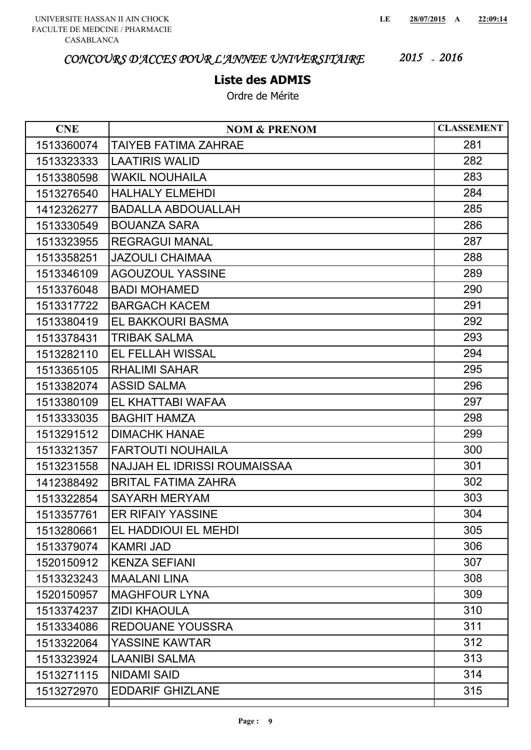UNIVERSITE HASSAN II AIN CHOCK
FACULTE DE MEDCINE / PHARMACIE
CASABLANCA

LE 28/07/2015 A 22:09:14

*CONCOURS D'ACCES POUR L'ANNEE UNIVERSITAIRE 2015 - 2016*

## Liste des ADMIS

Ordre de Mérite

| CNE | NOM & PRENOM | CLASSEMENT |
|---|---|---|
| 1513360074 | TAIYEB FATIMA ZAHRAE | 281 |
| 1513323333 | LAATIRIS WALID | 282 |
| 1513380598 | WAKIL NOUHAILA | 283 |
| 1513276540 | HALHALY ELMEHDI | 284 |
| 1412326277 | BADALLA ABDOUALLAH | 285 |
| 1513330549 | BOUANZA SARA | 286 |
| 1513323955 | REGRAGUI MANAL | 287 |
| 1513358251 | JAZOULI CHAIMAA | 288 |
| 1513346109 | AGOUZOUL YASSINE | 289 |
| 1513376048 | BADI MOHAMED | 290 |
| 1513317722 | BARGACH KACEM | 291 |
| 1513380419 | EL BAKKOURI BASMA | 292 |
| 1513378431 | TRIBAK SALMA | 293 |
| 1513282110 | EL FELLAH WISSAL | 294 |
| 1513365105 | RHALIMI SAHAR | 295 |
| 1513382074 | ASSID SALMA | 296 |
| 1513380109 | EL KHATTABI WAFAA | 297 |
| 1513333035 | BAGHIT HAMZA | 298 |
| 1513291512 | DIMACHK HANAE | 299 |
| 1513321357 | FARTOUTI NOUHAILA | 300 |
| 1513231558 | NAJJAH EL IDRISSI ROUMAISSAA | 301 |
| 1412388492 | BRITAL FATIMA ZAHRA | 302 |
| 1513322854 | SAYARH MERYAM | 303 |
| 1513357761 | ER RIFAIY YASSINE | 304 |
| 1513280661 | EL HADDIOUI EL MEHDI | 305 |
| 1513379074 | KAMRI JAD | 306 |
| 1520150912 | KENZA SEFIANI | 307 |
| 1513323243 | MAALANI LINA | 308 |
| 1520150957 | MAGHFOUR LYNA | 309 |
| 1513374237 | ZIDI KHAOULA | 310 |
| 1513334086 | REDOUANE YOUSSRA | 311 |
| 1513322064 | YASSINE KAWTAR | 312 |
| 1513323924 | LAANIBI SALMA | 313 |
| 1513271115 | NIDAMI SAID | 314 |
| 1513272970 | EDDARIF GHIZLANE | 315 |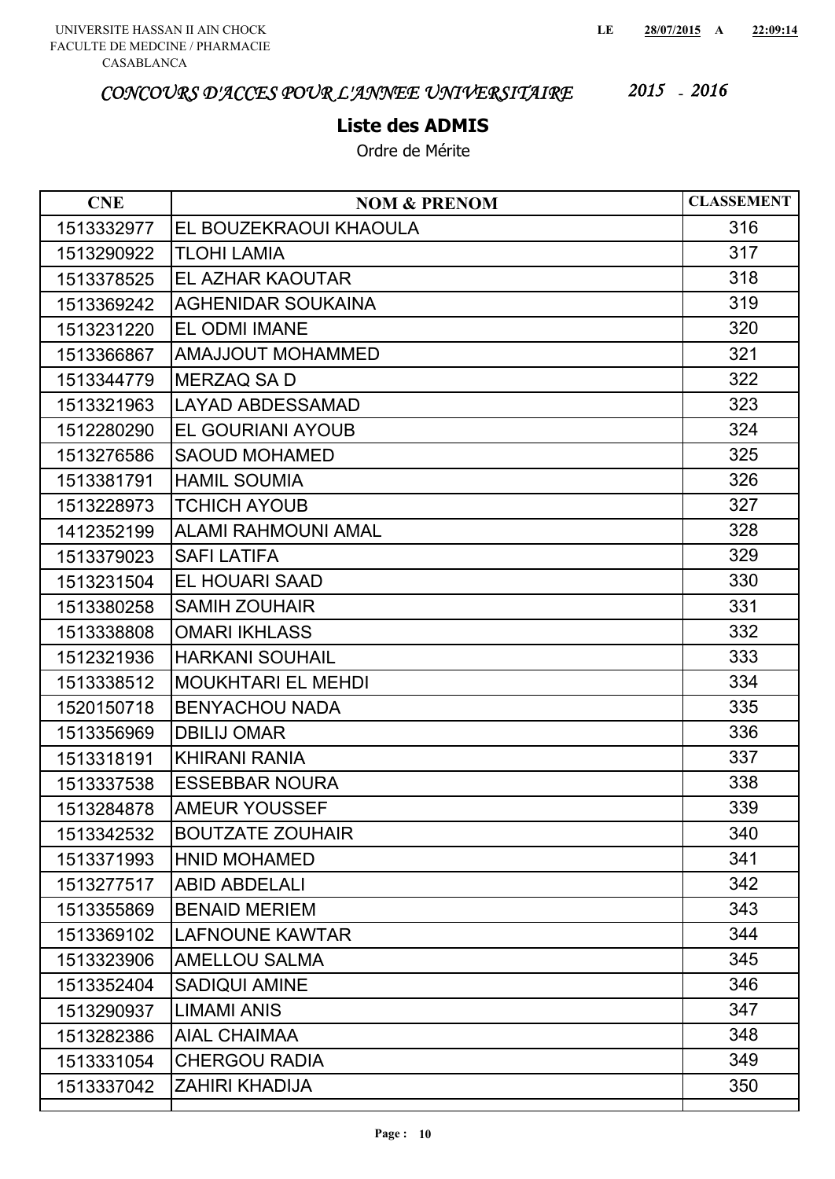UNIVERSITE HASSAN II AIN CHOCK
FACULTE DE MEDCINE / PHARMACIE
CASABLANCA

LE 28/07/2015 A 22:09:14

# *CONCOURS D'ACCES POUR L'ANNEE UNIVERSITAIRE 2015 - 2016*

## Liste des ADMIS

Ordre de Mérite

| CNE | NOM & PRENOM | CLASSEMENT |
|---|---|---|
| 1513332977 | EL BOUZEKRAOUI KHAOULA | 316 |
| 1513290922 | TLOHI LAMIA | 317 |
| 1513378525 | EL AZHAR KAOUTAR | 318 |
| 1513369242 | AGHENIDAR SOUKAINA | 319 |
| 1513231220 | EL ODMI IMANE | 320 |
| 1513366867 | AMAJJOUT MOHAMMED | 321 |
| 1513344779 | MERZAQ SA D | 322 |
| 1513321963 | LAYAD ABDESSAMAD | 323 |
| 1512280290 | EL GOURIANI AYOUB | 324 |
| 1513276586 | SAOUD MOHAMED | 325 |
| 1513381791 | HAMIL SOUMIA | 326 |
| 1513228973 | TCHICH AYOUB | 327 |
| 1412352199 | ALAMI RAHMOUNI AMAL | 328 |
| 1513379023 | SAFI LATIFA | 329 |
| 1513231504 | EL HOUARI SAAD | 330 |
| 1513380258 | SAMIH ZOUHAIR | 331 |
| 1513338808 | OMARI IKHLASS | 332 |
| 1512321936 | HARKANI SOUHAIL | 333 |
| 1513338512 | MOUKHTARI EL MEHDI | 334 |
| 1520150718 | BENYACHOU NADA | 335 |
| 1513356969 | DBILIJ OMAR | 336 |
| 1513318191 | KHIRANI RANIA | 337 |
| 1513337538 | ESSEBBAR NOURA | 338 |
| 1513284878 | AMEUR YOUSSEF | 339 |
| 1513342532 | BOUTZATE ZOUHAIR | 340 |
| 1513371993 | HNID MOHAMED | 341 |
| 1513277517 | ABID ABDELALI | 342 |
| 1513355869 | BENAID MERIEM | 343 |
| 1513369102 | LAFNOUNE KAWTAR | 344 |
| 1513323906 | AMELLOU SALMA | 345 |
| 1513352404 | SADIQUI AMINE | 346 |
| 1513290937 | LIMAMI ANIS | 347 |
| 1513282386 | AIAL CHAIMAA | 348 |
| 1513331054 | CHERGOU RADIA | 349 |
| 1513337042 | ZAHIRI KHADIJA | 350 |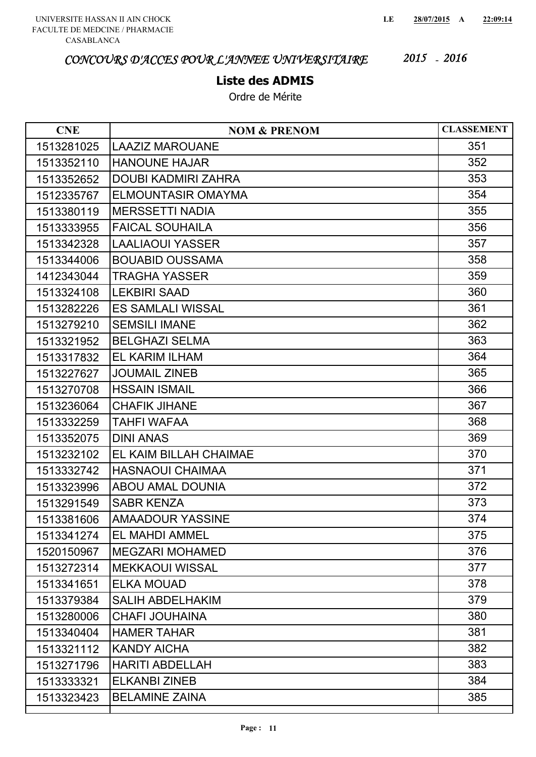UNIVERSITE HASSAN II AIN CHOCK
FACULTE DE MEDCINE / PHARMACIE
CASABLANCA

LE 28/07/2015 A 22:09:14

*CONCOURS D'ACCES POUR L'ANNEE UNIVERSITAIRE 2015 - 2016*

## Liste des ADMIS

Ordre de Mérite

| CNE | NOM & PRENOM | CLASSEMENT |
|---|---|---|
| 1513281025 | LAAZIZ MAROUANE | 351 |
| 1513352110 | HANOUNE HAJAR | 352 |
| 1513352652 | DOUBI KADMIRI ZAHRA | 353 |
| 1512335767 | ELMOUNTASIR OMAYMA | 354 |
| 1513380119 | MERSSETTI NADIA | 355 |
| 1513333955 | FAICAL SOUHAILA | 356 |
| 1513342328 | LAALIAOUI YASSER | 357 |
| 1513344006 | BOUABID OUSSAMA | 358 |
| 1412343044 | TRAGHA YASSER | 359 |
| 1513324108 | LEKBIRI SAAD | 360 |
| 1513282226 | ES SAMLALI WISSAL | 361 |
| 1513279210 | SEMSILI IMANE | 362 |
| 1513321952 | BELGHAZI SELMA | 363 |
| 1513317832 | EL KARIM ILHAM | 364 |
| 1513227627 | JOUMAIL ZINEB | 365 |
| 1513270708 | HSSAIN ISMAIL | 366 |
| 1513236064 | CHAFIK JIHANE | 367 |
| 1513332259 | TAHFI WAFAA | 368 |
| 1513352075 | DINI ANAS | 369 |
| 1513232102 | EL KAIM BILLAH CHAIMAE | 370 |
| 1513332742 | HASNAOUI CHAIMAA | 371 |
| 1513323996 | ABOU AMAL DOUNIA | 372 |
| 1513291549 | SABR KENZA | 373 |
| 1513381606 | AMAADOUR YASSINE | 374 |
| 1513341274 | EL MAHDI AMMEL | 375 |
| 1520150967 | MEGZARI MOHAMED | 376 |
| 1513272314 | MEKKAOUI WISSAL | 377 |
| 1513341651 | ELKA MOUAD | 378 |
| 1513379384 | SALIH ABDELHAKIM | 379 |
| 1513280006 | CHAFI JOUHAINA | 380 |
| 1513340404 | HAMER TAHAR | 381 |
| 1513321112 | KANDY AICHA | 382 |
| 1513271796 | HARITI ABDELLAH | 383 |
| 1513333321 | ELKANBI ZINEB | 384 |
| 1513323423 | BELAMINE ZAINA | 385 |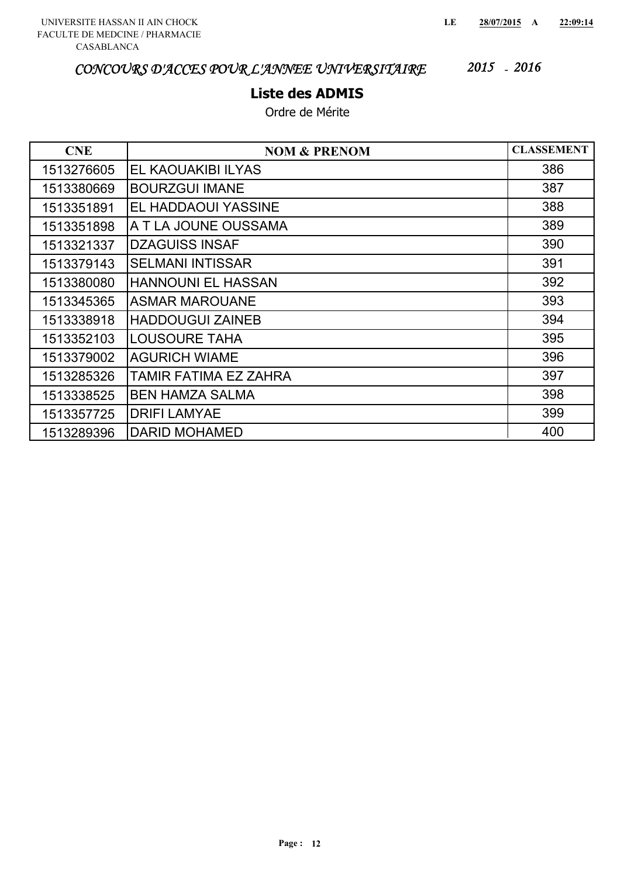UNIVERSITE HASSAN II AIN CHOCK
FACULTE DE MEDCINE / PHARMACIE
CASABLANCA

LE **28/07/2015** A **22:09:14**

# *CONCOURS D'ACCES POUR L'ANNEE UNIVERSITAIRE 2015 - 2016*

## Liste des ADMIS

Ordre de Mérite

| CNE | NOM & PRENOM | CLASSEMENT |
|---|---|---|
| 1513276605 | EL KAOUAKIBI ILYAS | 386 |
| 1513380669 | BOURZGUI IMANE | 387 |
| 1513351891 | EL HADDAOUI YASSINE | 388 |
| 1513351898 | A T LA JOUNE OUSSAMA | 389 |
| 1513321337 | DZAGUISS INSAF | 390 |
| 1513379143 | SELMANI INTISSAR | 391 |
| 1513380080 | HANNOUNI EL HASSAN | 392 |
| 1513345365 | ASMAR MAROUANE | 393 |
| 1513338918 | HADDOUGUI ZAINEB | 394 |
| 1513352103 | LOUSOURE TAHA | 395 |
| 1513379002 | AGURICH WIAME | 396 |
| 1513285326 | TAMIR FATIMA EZ ZAHRA | 397 |
| 1513338525 | BEN HAMZA SALMA | 398 |
| 1513357725 | DRIFI LAMYAE | 399 |
| 1513289396 | DARID MOHAMED | 400 |